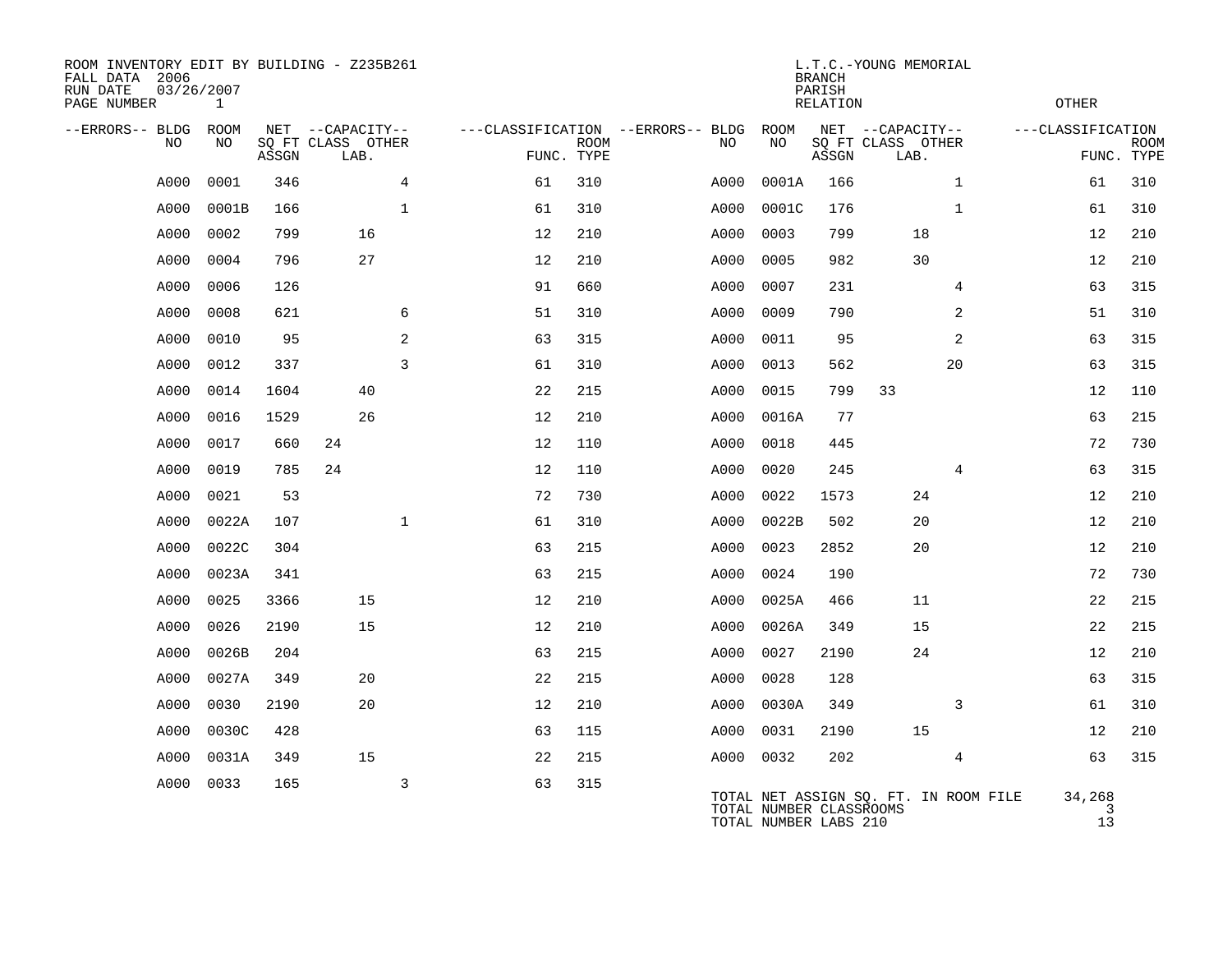ROOM INVENTORY EDIT BY BUILDING - Z235B261
FALL DATA 2006
RUN DATE 03/26/2007
PAGE NUMBER 1

L.T.C.-YOUNG MEMORIAL
BRANCH
PARISH
RELATION
OTHER

| --ERRORS-- | BLDG NO | ROOM NO | NET SQ FT ASSGN | CAPACITY CLASS | CAPACITY LAB. | CAPACITY OTHER | CLASSIFICATION FUNC. | ROOM TYPE | --ERRORS-- | BLDG NO | ROOM NO | NET SQ FT ASSGN | CAPACITY CLASS | CAPACITY LAB. | CAPACITY OTHER | CLASSIFICATION FUNC. | ROOM TYPE |
|---|---|---|---|---|---|---|---|---|---|---|---|---|---|---|---|---|---|
| | A000 | 0001 | 346 | | | 4 | 61 | 310 | | A000 | 0001A | 166 | | | 1 | 61 | 310 |
| | A000 | 0001B | 166 | | | 1 | 61 | 310 | | A000 | 0001C | 176 | | | 1 | 61 | 310 |
| | A000 | 0002 | 799 | | 16 | | 12 | 210 | | A000 | 0003 | 799 | | 18 | | 12 | 210 |
| | A000 | 0004 | 796 | | 27 | | 12 | 210 | | A000 | 0005 | 982 | | 30 | | 12 | 210 |
| | A000 | 0006 | 126 | | | | 91 | 660 | | A000 | 0007 | 231 | | | 4 | 63 | 315 |
| | A000 | 0008 | 621 | | | 6 | 51 | 310 | | A000 | 0009 | 790 | | | 2 | 51 | 310 |
| | A000 | 0010 | 95 | | | 2 | 63 | 315 | | A000 | 0011 | 95 | | | 2 | 63 | 315 |
| | A000 | 0012 | 337 | | | 3 | 61 | 310 | | A000 | 0013 | 562 | | | 20 | 63 | 315 |
| | A000 | 0014 | 1604 | | 40 | | 22 | 215 | | A000 | 0015 | 799 | 33 | | | 12 | 110 |
| | A000 | 0016 | 1529 | | 26 | | 12 | 210 | | A000 | 0016A | 77 | | | | 63 | 215 |
| | A000 | 0017 | 660 | 24 | | | 12 | 110 | | A000 | 0018 | 445 | | | | 72 | 730 |
| | A000 | 0019 | 785 | 24 | | | 12 | 110 | | A000 | 0020 | 245 | | | 4 | 63 | 315 |
| | A000 | 0021 | 53 | | | | 72 | 730 | | A000 | 0022 | 1573 | | 24 | | 12 | 210 |
| | A000 | 0022A | 107 | | | 1 | 61 | 310 | | A000 | 0022B | 502 | | 20 | | 12 | 210 |
| | A000 | 0022C | 304 | | | | 63 | 215 | | A000 | 0023 | 2852 | | 20 | | 12 | 210 |
| | A000 | 0023A | 341 | | | | 63 | 215 | | A000 | 0024 | 190 | | | | 72 | 730 |
| | A000 | 0025 | 3366 | | 15 | | 12 | 210 | | A000 | 0025A | 466 | | 11 | | 22 | 215 |
| | A000 | 0026 | 2190 | | 15 | | 12 | 210 | | A000 | 0026A | 349 | | 15 | | 22 | 215 |
| | A000 | 0026B | 204 | | | | 63 | 215 | | A000 | 0027 | 2190 | | 24 | | 12 | 210 |
| | A000 | 0027A | 349 | | 20 | | 22 | 215 | | A000 | 0028 | 128 | | | | 63 | 315 |
| | A000 | 0030 | 2190 | | 20 | | 12 | 210 | | A000 | 0030A | 349 | | | 3 | 61 | 310 |
| | A000 | 0030C | 428 | | | | 63 | 115 | | A000 | 0031 | 2190 | | 15 | | 12 | 210 |
| | A000 | 0031A | 349 | | 15 | | 22 | 215 | | A000 | 0032 | 202 | | | 4 | 63 | 315 |
| | A000 | 0033 | 165 | | | 3 | 63 | 315 | | | | | | | | | |

TOTAL NET ASSIGN SQ. FT. IN ROOM FILE 34,268
TOTAL NUMBER CLASSROOMS 3
TOTAL NUMBER LABS 210 13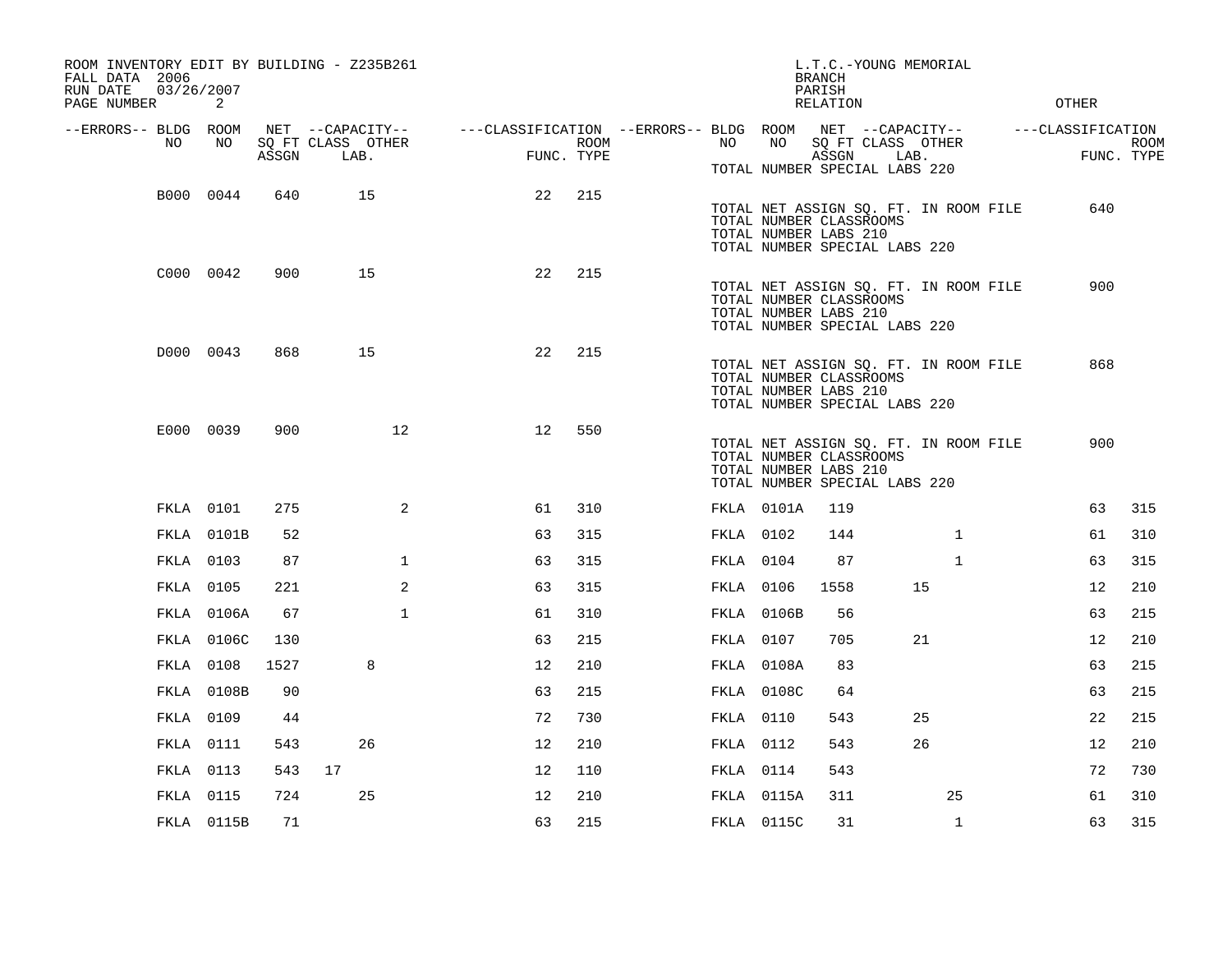ROOM INVENTORY EDIT BY BUILDING - Z235B261
FALL DATA 2006
RUN DATE 03/26/2007

L.T.C.-YOUNG MEMORIAL
BRANCH
PARISH
RELATION
OTHER

| --ERRORS-- | BLDG NO | ROOM NO | NET SQ FT ASSGN | CAPACITY CLASS LAB. | CAPACITY OTHER | CLASSIFICATION FUNC. | ROOM TYPE | --ERRORS-- | BLDG NO | ROOM NO | NET SQ FT ASSGN | CAPACITY CLASS LAB. | CAPACITY OTHER | CLASSIFICATION FUNC. | ROOM TYPE |
|---|---|---|---|---|---|---|---|---|---|---|---|---|---|---|---|
| | | | | | | | | | TOTAL NUMBER SPECIAL LABS 220 | | | | | | |
| | B000 | 0044 | 640 | 15 | | 22 | 215 | | | | | | | | |
| | | | | | | | | | TOTAL NET ASSIGN SQ. FT. IN ROOM FILE | | | | | 640 | |
| | | | | | | | | | TOTAL NUMBER CLASSROOMS | | | | | | |
| | | | | | | | | | TOTAL NUMBER LABS 210 | | | | | | |
| | | | | | | | | | TOTAL NUMBER SPECIAL LABS 220 | | | | | | |
| | C000 | 0042 | 900 | 15 | | 22 | 215 | | | | | | | | |
| | | | | | | | | | TOTAL NET ASSIGN SQ. FT. IN ROOM FILE | | | | | 900 | |
| | | | | | | | | | TOTAL NUMBER CLASSROOMS | | | | | | |
| | | | | | | | | | TOTAL NUMBER LABS 210 | | | | | | |
| | | | | | | | | | TOTAL NUMBER SPECIAL LABS 220 | | | | | | |
| | D000 | 0043 | 868 | 15 | | 22 | 215 | | | | | | | | |
| | | | | | | | | | TOTAL NET ASSIGN SQ. FT. IN ROOM FILE | | | | | 868 | |
| | | | | | | | | | TOTAL NUMBER CLASSROOMS | | | | | | |
| | | | | | | | | | TOTAL NUMBER LABS 210 | | | | | | |
| | | | | | | | | | TOTAL NUMBER SPECIAL LABS 220 | | | | | | |
| | E000 | 0039 | 900 | | 12 | 12 | 550 | | | | | | | | |
| | | | | | | | | | TOTAL NET ASSIGN SQ. FT. IN ROOM FILE | | | | | 900 | |
| | | | | | | | | | TOTAL NUMBER CLASSROOMS | | | | | | |
| | | | | | | | | | TOTAL NUMBER LABS 210 | | | | | | |
| | | | | | | | | | TOTAL NUMBER SPECIAL LABS 220 | | | | | | |
| | FKLA | 0101 | 275 | | 2 | 61 | 310 | | FKLA | 0101A | 119 | | | 63 | 315 |
| | FKLA | 0101B | 52 | | | 63 | 315 | | FKLA | 0102 | 144 | | 1 | 61 | 310 |
| | FKLA | 0103 | 87 | | 1 | 63 | 315 | | FKLA | 0104 | 87 | | 1 | 63 | 315 |
| | FKLA | 0105 | 221 | | 2 | 63 | 315 | | FKLA | 0106 | 1558 | 15 | | 12 | 210 |
| | FKLA | 0106A | 67 | | 1 | 61 | 310 | | FKLA | 0106B | 56 | | | 63 | 215 |
| | FKLA | 0106C | 130 | | | 63 | 215 | | FKLA | 0107 | 705 | 21 | | 12 | 210 |
| | FKLA | 0108 | 1527 | 8 | | 12 | 210 | | FKLA | 0108A | 83 | | | 63 | 215 |
| | FKLA | 0108B | 90 | | | 63 | 215 | | FKLA | 0108C | 64 | | | 63 | 215 |
| | FKLA | 0109 | 44 | | | 72 | 730 | | FKLA | 0110 | 543 | 25 | | 22 | 215 |
| | FKLA | 0111 | 543 | 26 | | 12 | 210 | | FKLA | 0112 | 543 | 26 | | 12 | 210 |
| | FKLA | 0113 | 543 | 17 | | 12 | 110 | | FKLA | 0114 | 543 | | | 72 | 730 |
| | FKLA | 0115 | 724 | 25 | | 12 | 210 | | FKLA | 0115A | 311 | | 25 | 61 | 310 |
| | FKLA | 0115B | 71 | | | 63 | 215 | | FKLA | 0115C | 31 | | 1 | 63 | 315 |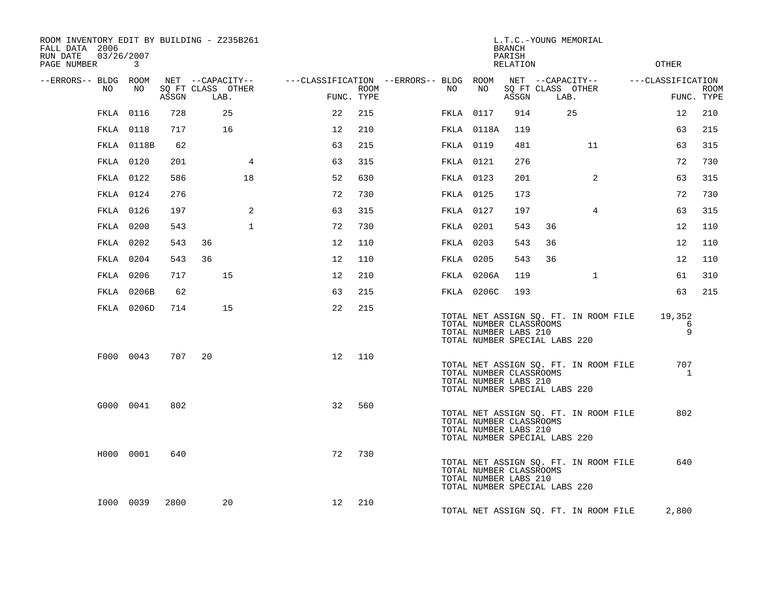ROOM INVENTORY EDIT BY BUILDING - Z235B261
FALL DATA 2006
RUN DATE 03/26/2007
PAGE NUMBER 3

L.T.C.-YOUNG MEMORIAL
BRANCH
PARISH
RELATION
OTHER

| --ERRORS-- | BLDG NO | ROOM NO | NET SQ FT ASSGN | CAPACITY CLASS | CAPACITY LAB. | CAPACITY OTHER | CLASSIFICATION FUNC. | ROOM TYPE | --ERRORS-- | BLDG NO | ROOM NO | NET SQ FT ASSGN | CAPACITY CLASS | CAPACITY LAB. | CAPACITY OTHER | CLASSIFICATION FUNC. | ROOM TYPE |
|---|---|---|---|---|---|---|---|---|---|---|---|---|---|---|---|---|---|
| | FKLA | 0116 | 728 | | 25 | | 22 | 215 | | FKLA | 0117 | 914 | | 25 | | 12 | 210 |
| | FKLA | 0118 | 717 | | 16 | | 12 | 210 | | FKLA | 0118A | 119 | | | | 63 | 215 |
| | FKLA | 0118B | 62 | | | | 63 | 215 | | FKLA | 0119 | 481 | | | 11 | 63 | 315 |
| | FKLA | 0120 | 201 | | | 4 | 63 | 315 | | FKLA | 0121 | 276 | | | | 72 | 730 |
| | FKLA | 0122 | 586 | | | 18 | 52 | 630 | | FKLA | 0123 | 201 | | | 2 | 63 | 315 |
| | FKLA | 0124 | 276 | | | | 72 | 730 | | FKLA | 0125 | 173 | | | | 72 | 730 |
| | FKLA | 0126 | 197 | | | 2 | 63 | 315 | | FKLA | 0127 | 197 | | | 4 | 63 | 315 |
| | FKLA | 0200 | 543 | | | 1 | 72 | 730 | | FKLA | 0201 | 543 | 36 | | | 12 | 110 |
| | FKLA | 0202 | 543 | 36 | | | 12 | 110 | | FKLA | 0203 | 543 | 36 | | | 12 | 110 |
| | FKLA | 0204 | 543 | 36 | | | 12 | 110 | | FKLA | 0205 | 543 | 36 | | | 12 | 110 |
| | FKLA | 0206 | 717 | | 15 | | 12 | 210 | | FKLA | 0206A | 119 | | | 1 | 61 | 310 |
| | FKLA | 0206B | 62 | | | | 63 | 215 | | FKLA | 0206C | 193 | | | | 63 | 215 |
| | FKLA | 0206D | 714 | | 15 | | 22 | 215 | | | | | | | | | |

TOTAL NET ASSIGN SQ. FT. IN ROOM FILE 19,352
TOTAL NUMBER CLASSROOMS 6
TOTAL NUMBER LABS 210 9
TOTAL NUMBER SPECIAL LABS 220

| --ERRORS-- | BLDG NO | ROOM NO | NET SQ FT ASSGN | CAPACITY CLASS | CAPACITY LAB. | CAPACITY OTHER | CLASSIFICATION FUNC. | ROOM TYPE |
|---|---|---|---|---|---|---|---|---|
| | F000 | 0043 | 707 | 20 | | | 12 | 110 |

TOTAL NET ASSIGN SQ. FT. IN ROOM FILE 707
TOTAL NUMBER CLASSROOMS 1
TOTAL NUMBER LABS 210
TOTAL NUMBER SPECIAL LABS 220

| --ERRORS-- | BLDG NO | ROOM NO | NET SQ FT ASSGN | CAPACITY CLASS | CAPACITY LAB. | CAPACITY OTHER | CLASSIFICATION FUNC. | ROOM TYPE |
|---|---|---|---|---|---|---|---|---|
| | G000 | 0041 | 802 | | | | 32 | 560 |

TOTAL NET ASSIGN SQ. FT. IN ROOM FILE 802
TOTAL NUMBER CLASSROOMS
TOTAL NUMBER LABS 210
TOTAL NUMBER SPECIAL LABS 220

| --ERRORS-- | BLDG NO | ROOM NO | NET SQ FT ASSGN | CAPACITY CLASS | CAPACITY LAB. | CAPACITY OTHER | CLASSIFICATION FUNC. | ROOM TYPE |
|---|---|---|---|---|---|---|---|---|
| | H000 | 0001 | 640 | | | | 72 | 730 |

TOTAL NET ASSIGN SQ. FT. IN ROOM FILE 640
TOTAL NUMBER CLASSROOMS
TOTAL NUMBER LABS 210
TOTAL NUMBER SPECIAL LABS 220

| --ERRORS-- | BLDG NO | ROOM NO | NET SQ FT ASSGN | CAPACITY CLASS | CAPACITY LAB. | CAPACITY OTHER | CLASSIFICATION FUNC. | ROOM TYPE |
|---|---|---|---|---|---|---|---|---|
| | I000 | 0039 | 2800 | | 20 | | 12 | 210 |

TOTAL NET ASSIGN SQ. FT. IN ROOM FILE 2,800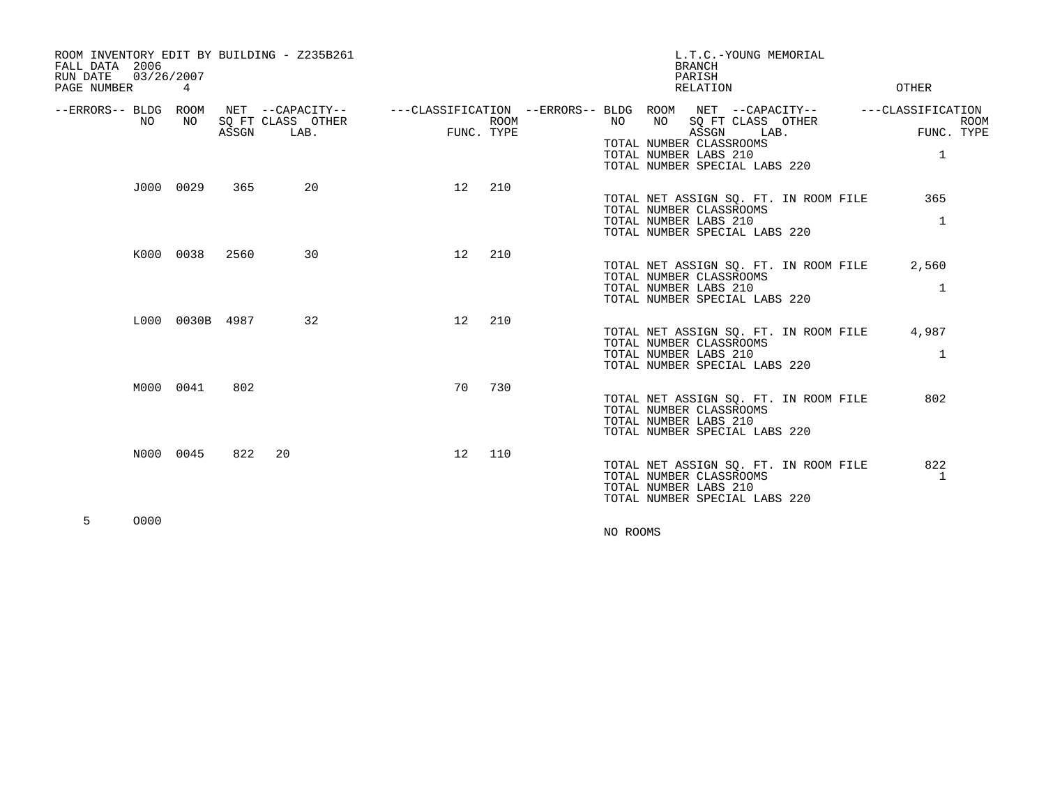ROOM INVENTORY EDIT BY BUILDING - Z235B261
FALL DATA 2006
RUN DATE 03/26/2007
PAGE NUMBER 4

L.T.C.-YOUNG MEMORIAL
BRANCH
PARISH
RELATION OTHER

| --ERRORS-- | BLDG NO | ROOM NO | NET SQ FT ASSGN | --CAPACITY-- CLASS | OTHER LAB. | ---CLASSIFICATION FUNC. | ROOM TYPE |
|---|---|---|---|---|---|---|---|
| | | | | | | | |

TOTAL NUMBER CLASSROOMS
TOTAL NUMBER LABS 210 1
TOTAL NUMBER SPECIAL LABS 220

| --ERRORS-- | BLDG NO | ROOM NO | NET SQ FT ASSGN | CLASS | OTHER LAB. | FUNC. | ROOM TYPE |
|---|---|---|---|---|---|---|---|
| | J000 | 0029 | 365 | | 20 | 12 | 210 |

TOTAL NET ASSIGN SQ. FT. IN ROOM FILE 365
TOTAL NUMBER CLASSROOMS
TOTAL NUMBER LABS 210 1
TOTAL NUMBER SPECIAL LABS 220

| --ERRORS-- | BLDG NO | ROOM NO | NET SQ FT ASSGN | CLASS | OTHER LAB. | FUNC. | ROOM TYPE |
|---|---|---|---|---|---|---|---|
| | K000 | 0038 | 2560 | | 30 | 12 | 210 |

TOTAL NET ASSIGN SQ. FT. IN ROOM FILE 2,560
TOTAL NUMBER CLASSROOMS
TOTAL NUMBER LABS 210 1
TOTAL NUMBER SPECIAL LABS 220

| --ERRORS-- | BLDG NO | ROOM NO | NET SQ FT ASSGN | CLASS | OTHER LAB. | FUNC. | ROOM TYPE |
|---|---|---|---|---|---|---|---|
| | L000 | 0030B | 4987 | | 32 | 12 | 210 |

TOTAL NET ASSIGN SQ. FT. IN ROOM FILE 4,987
TOTAL NUMBER CLASSROOMS
TOTAL NUMBER LABS 210 1
TOTAL NUMBER SPECIAL LABS 220

| --ERRORS-- | BLDG NO | ROOM NO | NET SQ FT ASSGN | CLASS | OTHER LAB. | FUNC. | ROOM TYPE |
|---|---|---|---|---|---|---|---|
| | M000 | 0041 | 802 | | | 70 | 730 |

TOTAL NET ASSIGN SQ. FT. IN ROOM FILE 802
TOTAL NUMBER CLASSROOMS
TOTAL NUMBER LABS 210
TOTAL NUMBER SPECIAL LABS 220

| --ERRORS-- | BLDG NO | ROOM NO | NET SQ FT ASSGN | CLASS | OTHER LAB. | FUNC. | ROOM TYPE |
|---|---|---|---|---|---|---|---|
| | N000 | 0045 | 822 | 20 | | 12 | 110 |

TOTAL NET ASSIGN SQ. FT. IN ROOM FILE 822
TOTAL NUMBER CLASSROOMS 1
TOTAL NUMBER LABS 210
TOTAL NUMBER SPECIAL LABS 220

| --ERRORS-- | BLDG NO | ROOM NO | NET SQ FT ASSGN | CLASS | OTHER LAB. | FUNC. | ROOM TYPE |
|---|---|---|---|---|---|---|---|
| 5 | O000 | | | | | | |

NO ROOMS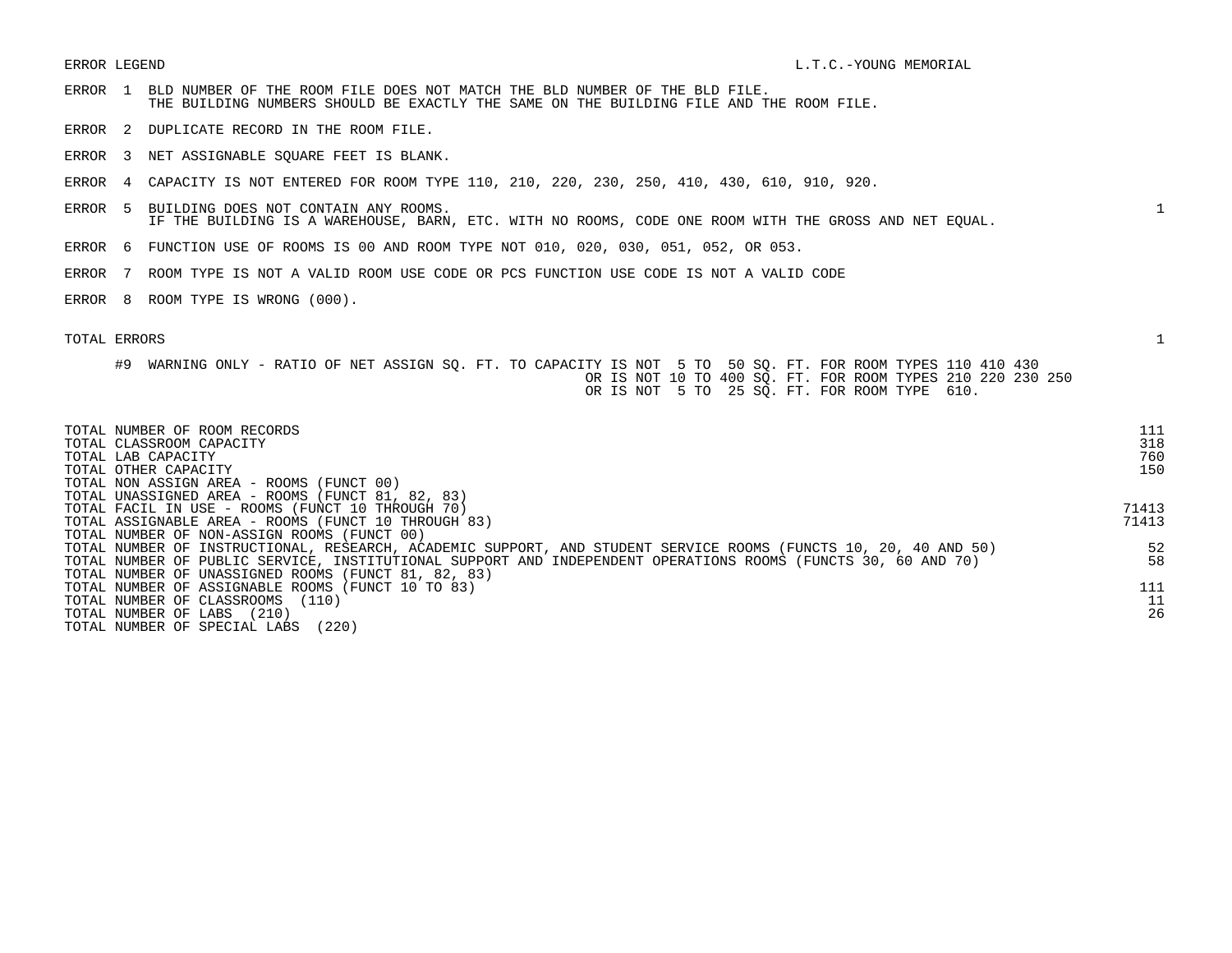ERROR LEGEND L.T.C.-YOUNG MEMORIAL

| | | |
|---|---|---|
| ERROR 1 | BLD NUMBER OF THE ROOM FILE DOES NOT MATCH THE BLD NUMBER OF THE BLD FILE. THE BUILDING NUMBERS SHOULD BE EXACTLY THE SAME ON THE BUILDING FILE AND THE ROOM FILE. | |
| ERROR 2 | DUPLICATE RECORD IN THE ROOM FILE. | |
| ERROR 3 | NET ASSIGNABLE SQUARE FEET IS BLANK. | |
| ERROR 4 | CAPACITY IS NOT ENTERED FOR ROOM TYPE 110, 210, 220, 230, 250, 410, 430, 610, 910, 920. | |
| ERROR 5 | BUILDING DOES NOT CONTAIN ANY ROOMS. IF THE BUILDING IS A WAREHOUSE, BARN, ETC. WITH NO ROOMS, CODE ONE ROOM WITH THE GROSS AND NET EQUAL. | 1 |
| ERROR 6 | FUNCTION USE OF ROOMS IS 00 AND ROOM TYPE NOT 010, 020, 030, 051, 052, OR 053. | |
| ERROR 7 | ROOM TYPE IS NOT A VALID ROOM USE CODE OR PCS FUNCTION USE CODE IS NOT A VALID CODE | |
| ERROR 8 | ROOM TYPE IS WRONG (000). | |
| TOTAL ERRORS | | 1 |

#9 WARNING ONLY - RATIO OF NET ASSIGN SQ. FT. TO CAPACITY IS NOT 5 TO 50 SQ. FT. FOR ROOM TYPES 110 410 430
OR IS NOT 10 TO 400 SQ. FT. FOR ROOM TYPES 210 220 230 250
OR IS NOT 5 TO 25 SQ. FT. FOR ROOM TYPE 610.

| | |
|---|---|
| TOTAL NUMBER OF ROOM RECORDS | 111 |
| TOTAL CLASSROOM CAPACITY | 318 |
| TOTAL LAB CAPACITY | 760 |
| TOTAL OTHER CAPACITY | 150 |
| TOTAL NON ASSIGN AREA - ROOMS (FUNCT 00) | |
| TOTAL UNASSIGNED AREA - ROOMS (FUNCT 81, 82, 83) | |
| TOTAL FACIL IN USE - ROOMS (FUNCT 10 THROUGH 70) | 71413 |
| TOTAL ASSIGNABLE AREA - ROOMS (FUNCT 10 THROUGH 83) | 71413 |
| TOTAL NUMBER OF NON-ASSIGN ROOMS (FUNCT 00) | |
| TOTAL NUMBER OF INSTRUCTIONAL, RESEARCH, ACADEMIC SUPPORT, AND STUDENT SERVICE ROOMS (FUNCTS 10, 20, 40 AND 50) | 52 |
| TOTAL NUMBER OF PUBLIC SERVICE, INSTITUTIONAL SUPPORT AND INDEPENDENT OPERATIONS ROOMS (FUNCTS 30, 60 AND 70) | 58 |
| TOTAL NUMBER OF UNASSIGNED ROOMS (FUNCT 81, 82, 83) | |
| TOTAL NUMBER OF ASSIGNABLE ROOMS (FUNCT 10 TO 83) | 111 |
| TOTAL NUMBER OF CLASSROOMS (110) | 11 |
| TOTAL NUMBER OF LABS (210) | 26 |
| TOTAL NUMBER OF SPECIAL LABS (220) | |